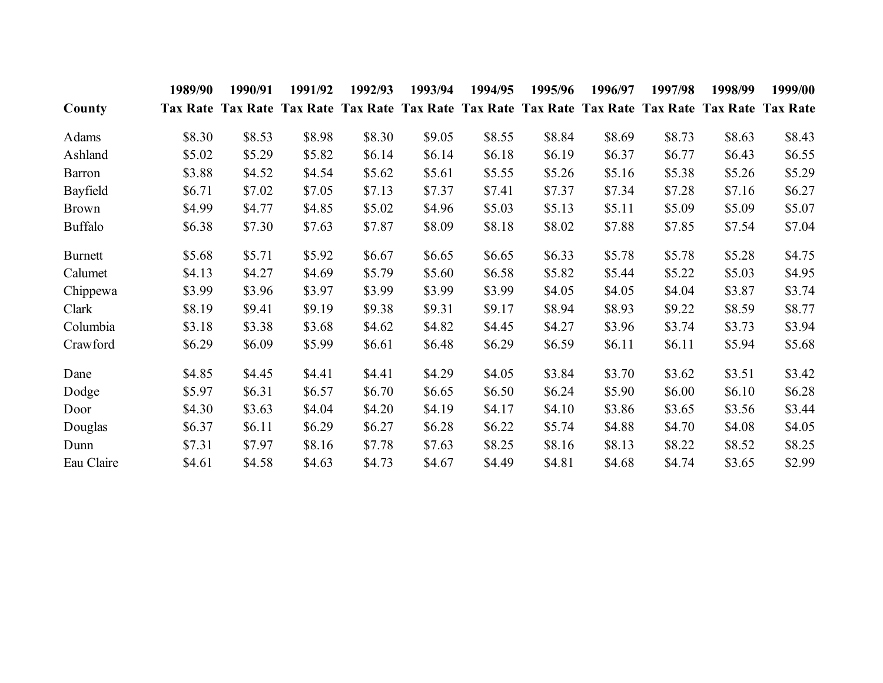| County | 1989/90 Tax Rate | 1990/91 Tax Rate | 1991/92 Tax Rate | 1992/93 Tax Rate | 1993/94 Tax Rate | 1994/95 Tax Rate | 1995/96 Tax Rate | 1996/97 Tax Rate | 1997/98 Tax Rate | 1998/99 Tax Rate | 1999/00 Tax Rate |
|---|---|---|---|---|---|---|---|---|---|---|---|
| Adams | $8.30 | $8.53 | $8.98 | $8.30 | $9.05 | $8.55 | $8.84 | $8.69 | $8.73 | $8.63 | $8.43 |
| Ashland | $5.02 | $5.29 | $5.82 | $6.14 | $6.14 | $6.18 | $6.19 | $6.37 | $6.77 | $6.43 | $6.55 |
| Barron | $3.88 | $4.52 | $4.54 | $5.62 | $5.61 | $5.55 | $5.26 | $5.16 | $5.38 | $5.26 | $5.29 |
| Bayfield | $6.71 | $7.02 | $7.05 | $7.13 | $7.37 | $7.41 | $7.37 | $7.34 | $7.28 | $7.16 | $6.27 |
| Brown | $4.99 | $4.77 | $4.85 | $5.02 | $4.96 | $5.03 | $5.13 | $5.11 | $5.09 | $5.09 | $5.07 |
| Buffalo | $6.38 | $7.30 | $7.63 | $7.87 | $8.09 | $8.18 | $8.02 | $7.88 | $7.85 | $7.54 | $7.04 |
| Burnett | $5.68 | $5.71 | $5.92 | $6.67 | $6.65 | $6.65 | $6.33 | $5.78 | $5.78 | $5.28 | $4.75 |
| Calumet | $4.13 | $4.27 | $4.69 | $5.79 | $5.60 | $6.58 | $5.82 | $5.44 | $5.22 | $5.03 | $4.95 |
| Chippewa | $3.99 | $3.96 | $3.97 | $3.99 | $3.99 | $3.99 | $4.05 | $4.05 | $4.04 | $3.87 | $3.74 |
| Clark | $8.19 | $9.41 | $9.19 | $9.38 | $9.31 | $9.17 | $8.94 | $8.93 | $9.22 | $8.59 | $8.77 |
| Columbia | $3.18 | $3.38 | $3.68 | $4.62 | $4.82 | $4.45 | $4.27 | $3.96 | $3.74 | $3.73 | $3.94 |
| Crawford | $6.29 | $6.09 | $5.99 | $6.61 | $6.48 | $6.29 | $6.59 | $6.11 | $6.11 | $5.94 | $5.68 |
| Dane | $4.85 | $4.45 | $4.41 | $4.41 | $4.29 | $4.05 | $3.84 | $3.70 | $3.62 | $3.51 | $3.42 |
| Dodge | $5.97 | $6.31 | $6.57 | $6.70 | $6.65 | $6.50 | $6.24 | $5.90 | $6.00 | $6.10 | $6.28 |
| Door | $4.30 | $3.63 | $4.04 | $4.20 | $4.19 | $4.17 | $4.10 | $3.86 | $3.65 | $3.56 | $3.44 |
| Douglas | $6.37 | $6.11 | $6.29 | $6.27 | $6.28 | $6.22 | $5.74 | $4.88 | $4.70 | $4.08 | $4.05 |
| Dunn | $7.31 | $7.97 | $8.16 | $7.78 | $7.63 | $8.25 | $8.16 | $8.13 | $8.22 | $8.52 | $8.25 |
| Eau Claire | $4.61 | $4.58 | $4.63 | $4.73 | $4.67 | $4.49 | $4.81 | $4.68 | $4.74 | $3.65 | $2.99 |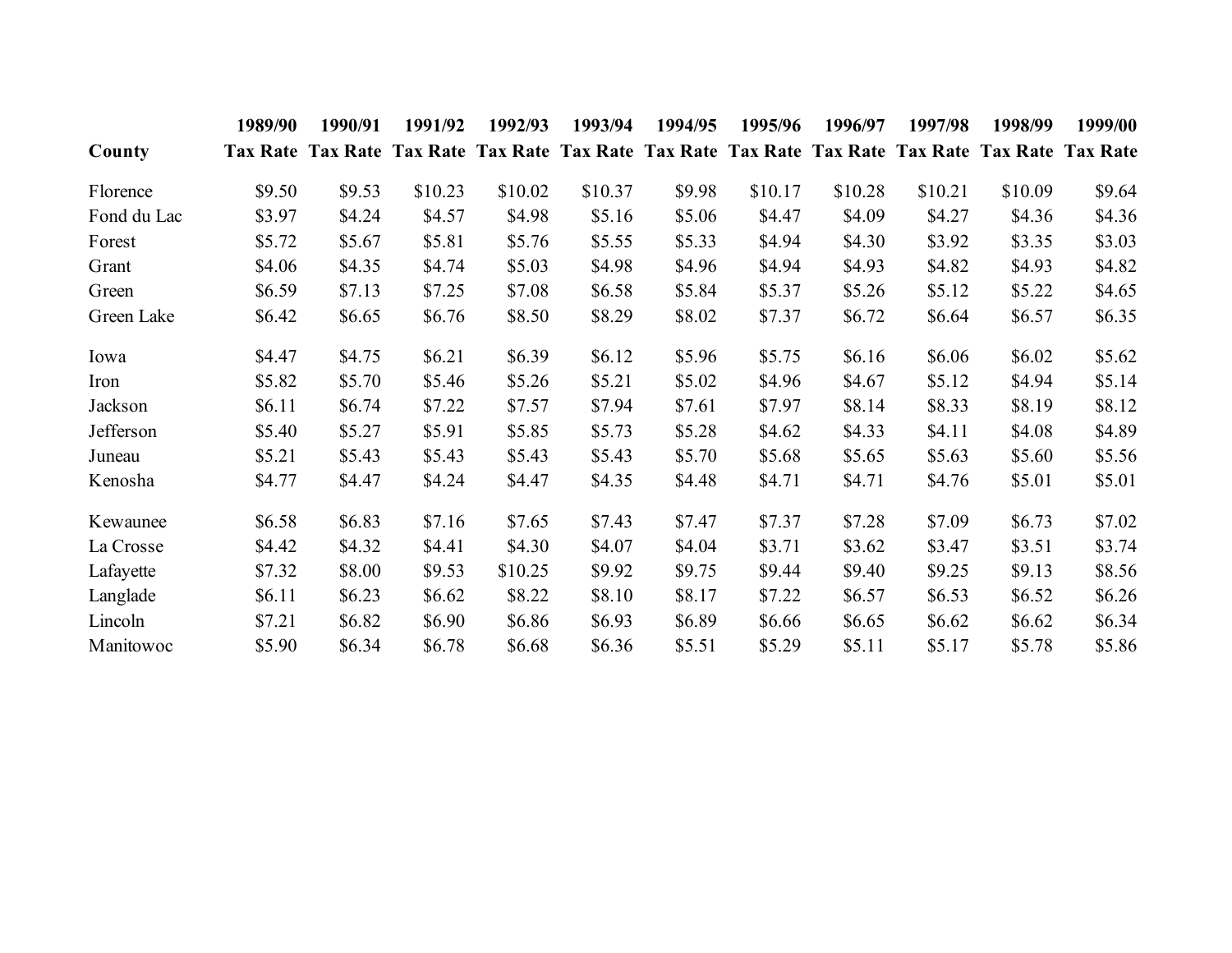| County | 1989/90 Tax Rate | 1990/91 Tax Rate | 1991/92 Tax Rate | 1992/93 Tax Rate | 1993/94 Tax Rate | 1994/95 Tax Rate | 1995/96 Tax Rate | 1996/97 Tax Rate | 1997/98 Tax Rate | 1998/99 Tax Rate | 1999/00 Tax Rate |
|---|---|---|---|---|---|---|---|---|---|---|---|
| Florence | $9.50 | $9.53 | $10.23 | $10.02 | $10.37 | $9.98 | $10.17 | $10.28 | $10.21 | $10.09 | $9.64 |
| Fond du Lac | $3.97 | $4.24 | $4.57 | $4.98 | $5.16 | $5.06 | $4.47 | $4.09 | $4.27 | $4.36 | $4.36 |
| Forest | $5.72 | $5.67 | $5.81 | $5.76 | $5.55 | $5.33 | $4.94 | $4.30 | $3.92 | $3.35 | $3.03 |
| Grant | $4.06 | $4.35 | $4.74 | $5.03 | $4.98 | $4.96 | $4.94 | $4.93 | $4.82 | $4.93 | $4.82 |
| Green | $6.59 | $7.13 | $7.25 | $7.08 | $6.58 | $5.84 | $5.37 | $5.26 | $5.12 | $5.22 | $4.65 |
| Green Lake | $6.42 | $6.65 | $6.76 | $8.50 | $8.29 | $8.02 | $7.37 | $6.72 | $6.64 | $6.57 | $6.35 |
| Iowa | $4.47 | $4.75 | $6.21 | $6.39 | $6.12 | $5.96 | $5.75 | $6.16 | $6.06 | $6.02 | $5.62 |
| Iron | $5.82 | $5.70 | $5.46 | $5.26 | $5.21 | $5.02 | $4.96 | $4.67 | $5.12 | $4.94 | $5.14 |
| Jackson | $6.11 | $6.74 | $7.22 | $7.57 | $7.94 | $7.61 | $7.97 | $8.14 | $8.33 | $8.19 | $8.12 |
| Jefferson | $5.40 | $5.27 | $5.91 | $5.85 | $5.73 | $5.28 | $4.62 | $4.33 | $4.11 | $4.08 | $4.89 |
| Juneau | $5.21 | $5.43 | $5.43 | $5.43 | $5.43 | $5.70 | $5.68 | $5.65 | $5.63 | $5.60 | $5.56 |
| Kenosha | $4.77 | $4.47 | $4.24 | $4.47 | $4.35 | $4.48 | $4.71 | $4.71 | $4.76 | $5.01 | $5.01 |
| Kewaunee | $6.58 | $6.83 | $7.16 | $7.65 | $7.43 | $7.47 | $7.37 | $7.28 | $7.09 | $6.73 | $7.02 |
| La Crosse | $4.42 | $4.32 | $4.41 | $4.30 | $4.07 | $4.04 | $3.71 | $3.62 | $3.47 | $3.51 | $3.74 |
| Lafayette | $7.32 | $8.00 | $9.53 | $10.25 | $9.92 | $9.75 | $9.44 | $9.40 | $9.25 | $9.13 | $8.56 |
| Langlade | $6.11 | $6.23 | $6.62 | $8.22 | $8.10 | $8.17 | $7.22 | $6.57 | $6.53 | $6.52 | $6.26 |
| Lincoln | $7.21 | $6.82 | $6.90 | $6.86 | $6.93 | $6.89 | $6.66 | $6.65 | $6.62 | $6.62 | $6.34 |
| Manitowoc | $5.90 | $6.34 | $6.78 | $6.68 | $6.36 | $5.51 | $5.29 | $5.11 | $5.17 | $5.78 | $5.86 |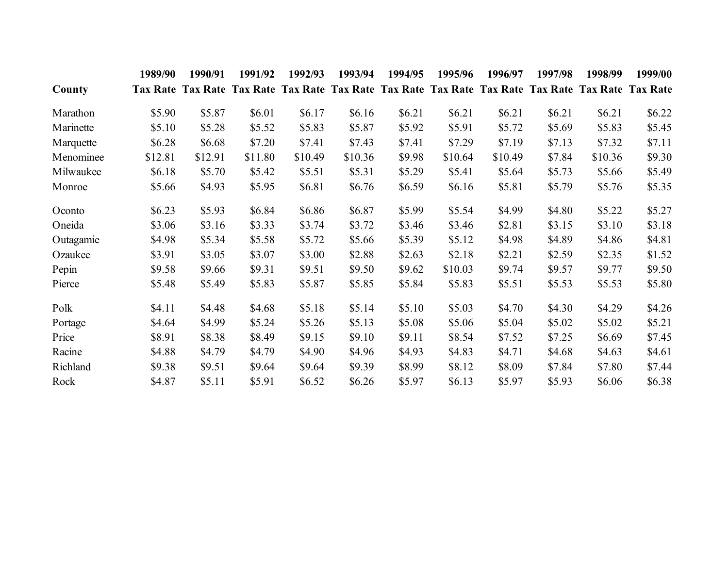| County | 1989/90 Tax Rate | 1990/91 Tax Rate | 1991/92 Tax Rate | 1992/93 Tax Rate | 1993/94 Tax Rate | 1994/95 Tax Rate | 1995/96 Tax Rate | 1996/97 Tax Rate | 1997/98 Tax Rate | 1998/99 Tax Rate | 1999/00 Tax Rate |
|---|---|---|---|---|---|---|---|---|---|---|---|
| Marathon | $5.90 | $5.87 | $6.01 | $6.17 | $6.16 | $6.21 | $6.21 | $6.21 | $6.21 | $6.21 | $6.22 |
| Marinette | $5.10 | $5.28 | $5.52 | $5.83 | $5.87 | $5.92 | $5.91 | $5.72 | $5.69 | $5.83 | $5.45 |
| Marquette | $6.28 | $6.68 | $7.20 | $7.41 | $7.43 | $7.41 | $7.29 | $7.19 | $7.13 | $7.32 | $7.11 |
| Menominee | $12.81 | $12.91 | $11.80 | $10.49 | $10.36 | $9.98 | $10.64 | $10.49 | $7.84 | $10.36 | $9.30 |
| Milwaukee | $6.18 | $5.70 | $5.42 | $5.51 | $5.31 | $5.29 | $5.41 | $5.64 | $5.73 | $5.66 | $5.49 |
| Monroe | $5.66 | $4.93 | $5.95 | $6.81 | $6.76 | $6.59 | $6.16 | $5.81 | $5.79 | $5.76 | $5.35 |
| Oconto | $6.23 | $5.93 | $6.84 | $6.86 | $6.87 | $5.99 | $5.54 | $4.99 | $4.80 | $5.22 | $5.27 |
| Oneida | $3.06 | $3.16 | $3.33 | $3.74 | $3.72 | $3.46 | $3.46 | $2.81 | $3.15 | $3.10 | $3.18 |
| Outagamie | $4.98 | $5.34 | $5.58 | $5.72 | $5.66 | $5.39 | $5.12 | $4.98 | $4.89 | $4.86 | $4.81 |
| Ozaukee | $3.91 | $3.05 | $3.07 | $3.00 | $2.88 | $2.63 | $2.18 | $2.21 | $2.59 | $2.35 | $1.52 |
| Pepin | $9.58 | $9.66 | $9.31 | $9.51 | $9.50 | $9.62 | $10.03 | $9.74 | $9.57 | $9.77 | $9.50 |
| Pierce | $5.48 | $5.49 | $5.83 | $5.87 | $5.85 | $5.84 | $5.83 | $5.51 | $5.53 | $5.53 | $5.80 |
| Polk | $4.11 | $4.48 | $4.68 | $5.18 | $5.14 | $5.10 | $5.03 | $4.70 | $4.30 | $4.29 | $4.26 |
| Portage | $4.64 | $4.99 | $5.24 | $5.26 | $5.13 | $5.08 | $5.06 | $5.04 | $5.02 | $5.02 | $5.21 |
| Price | $8.91 | $8.38 | $8.49 | $9.15 | $9.10 | $9.11 | $8.54 | $7.52 | $7.25 | $6.69 | $7.45 |
| Racine | $4.88 | $4.79 | $4.79 | $4.90 | $4.96 | $4.93 | $4.83 | $4.71 | $4.68 | $4.63 | $4.61 |
| Richland | $9.38 | $9.51 | $9.64 | $9.64 | $9.39 | $8.99 | $8.12 | $8.09 | $7.84 | $7.80 | $7.44 |
| Rock | $4.87 | $5.11 | $5.91 | $6.52 | $6.26 | $5.97 | $6.13 | $5.97 | $5.93 | $6.06 | $6.38 |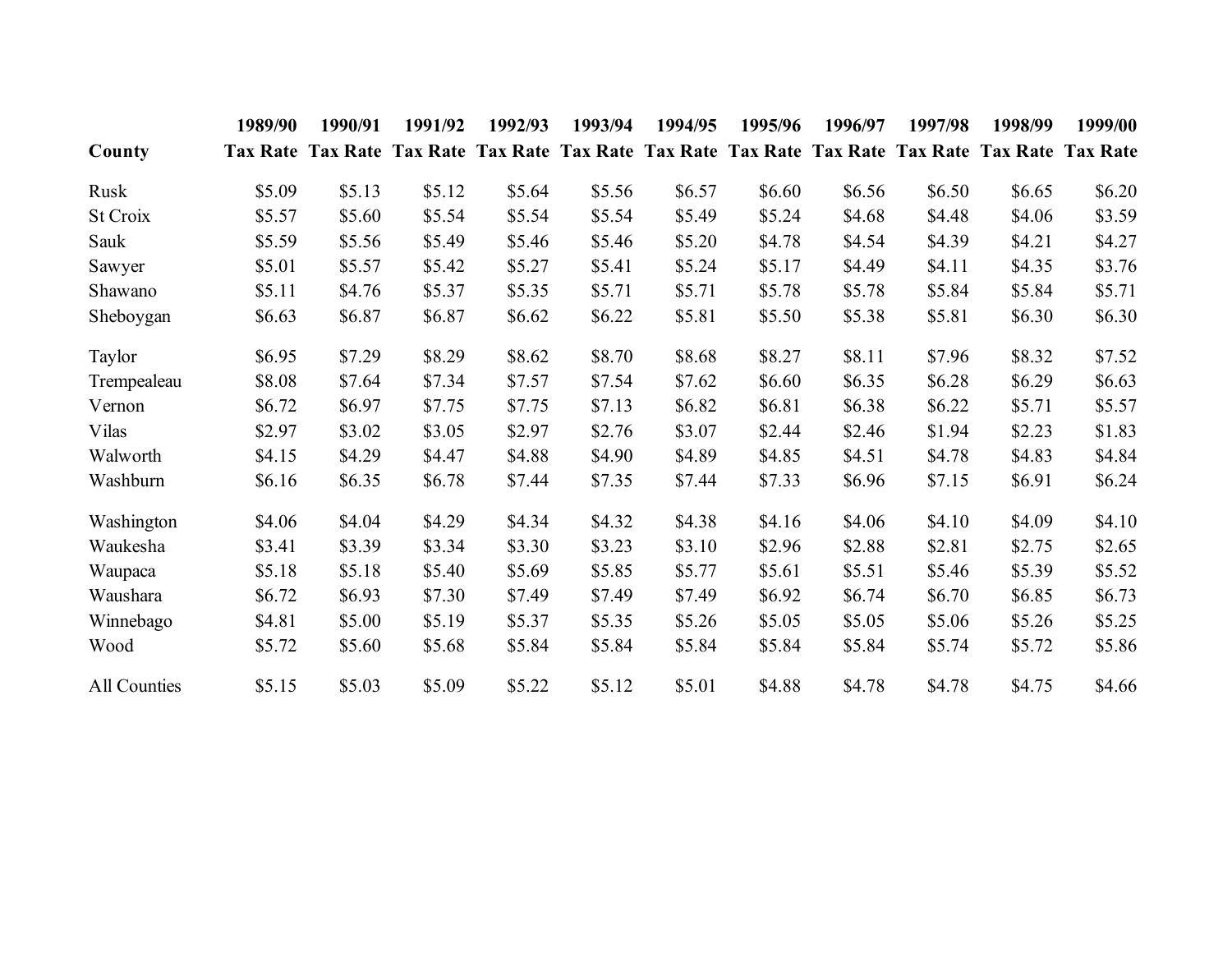| County | 1989/90 Tax Rate | 1990/91 Tax Rate | 1991/92 Tax Rate | 1992/93 Tax Rate | 1993/94 Tax Rate | 1994/95 Tax Rate | 1995/96 Tax Rate | 1996/97 Tax Rate | 1997/98 Tax Rate | 1998/99 Tax Rate | 1999/00 Tax Rate |
|---|---|---|---|---|---|---|---|---|---|---|---|
| Rusk | $5.09 | $5.13 | $5.12 | $5.64 | $5.56 | $6.57 | $6.60 | $6.56 | $6.50 | $6.65 | $6.20 |
| St Croix | $5.57 | $5.60 | $5.54 | $5.54 | $5.54 | $5.49 | $5.24 | $4.68 | $4.48 | $4.06 | $3.59 |
| Sauk | $5.59 | $5.56 | $5.49 | $5.46 | $5.46 | $5.20 | $4.78 | $4.54 | $4.39 | $4.21 | $4.27 |
| Sawyer | $5.01 | $5.57 | $5.42 | $5.27 | $5.41 | $5.24 | $5.17 | $4.49 | $4.11 | $4.35 | $3.76 |
| Shawano | $5.11 | $4.76 | $5.37 | $5.35 | $5.71 | $5.71 | $5.78 | $5.78 | $5.84 | $5.84 | $5.71 |
| Sheboygan | $6.63 | $6.87 | $6.87 | $6.62 | $6.22 | $5.81 | $5.50 | $5.38 | $5.81 | $6.30 | $6.30 |
| Taylor | $6.95 | $7.29 | $8.29 | $8.62 | $8.70 | $8.68 | $8.27 | $8.11 | $7.96 | $8.32 | $7.52 |
| Trempealeau | $8.08 | $7.64 | $7.34 | $7.57 | $7.54 | $7.62 | $6.60 | $6.35 | $6.28 | $6.29 | $6.63 |
| Vernon | $6.72 | $6.97 | $7.75 | $7.75 | $7.13 | $6.82 | $6.81 | $6.38 | $6.22 | $5.71 | $5.57 |
| Vilas | $2.97 | $3.02 | $3.05 | $2.97 | $2.76 | $3.07 | $2.44 | $2.46 | $1.94 | $2.23 | $1.83 |
| Walworth | $4.15 | $4.29 | $4.47 | $4.88 | $4.90 | $4.89 | $4.85 | $4.51 | $4.78 | $4.83 | $4.84 |
| Washburn | $6.16 | $6.35 | $6.78 | $7.44 | $7.35 | $7.44 | $7.33 | $6.96 | $7.15 | $6.91 | $6.24 |
| Washington | $4.06 | $4.04 | $4.29 | $4.34 | $4.32 | $4.38 | $4.16 | $4.06 | $4.10 | $4.09 | $4.10 |
| Waukesha | $3.41 | $3.39 | $3.34 | $3.30 | $3.23 | $3.10 | $2.96 | $2.88 | $2.81 | $2.75 | $2.65 |
| Waupaca | $5.18 | $5.18 | $5.40 | $5.69 | $5.85 | $5.77 | $5.61 | $5.51 | $5.46 | $5.39 | $5.52 |
| Waushara | $6.72 | $6.93 | $7.30 | $7.49 | $7.49 | $7.49 | $6.92 | $6.74 | $6.70 | $6.85 | $6.73 |
| Winnebago | $4.81 | $5.00 | $5.19 | $5.37 | $5.35 | $5.26 | $5.05 | $5.05 | $5.06 | $5.26 | $5.25 |
| Wood | $5.72 | $5.60 | $5.68 | $5.84 | $5.84 | $5.84 | $5.84 | $5.84 | $5.74 | $5.72 | $5.86 |
| All Counties | $5.15 | $5.03 | $5.09 | $5.22 | $5.12 | $5.01 | $4.88 | $4.78 | $4.78 | $4.75 | $4.66 |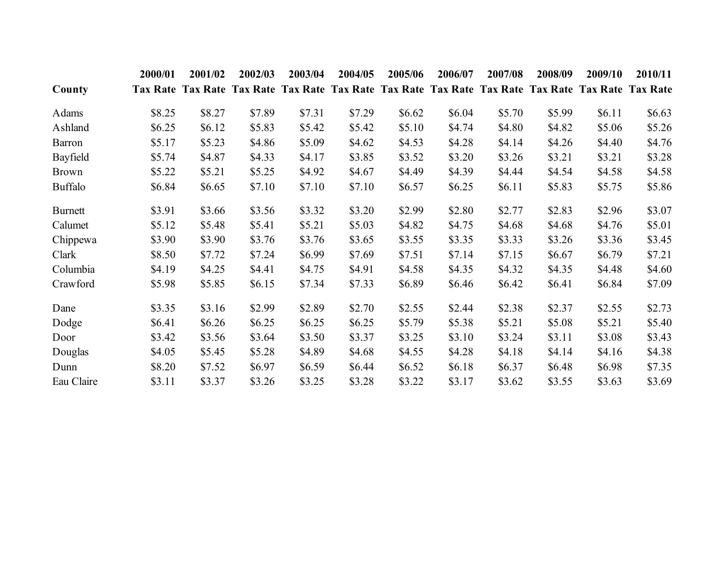| County | 2000/01 Tax Rate | 2001/02 Tax Rate | 2002/03 Tax Rate | 2003/04 Tax Rate | 2004/05 Tax Rate | 2005/06 Tax Rate | 2006/07 Tax Rate | 2007/08 Tax Rate | 2008/09 Tax Rate | 2009/10 Tax Rate | 2010/11 Tax Rate |
|---|---|---|---|---|---|---|---|---|---|---|---|
| Adams | $8.25 | $8.27 | $7.89 | $7.31 | $7.29 | $6.62 | $6.04 | $5.70 | $5.99 | $6.11 | $6.63 |
| Ashland | $6.25 | $6.12 | $5.83 | $5.42 | $5.42 | $5.10 | $4.74 | $4.80 | $4.82 | $5.06 | $5.26 |
| Barron | $5.17 | $5.23 | $4.86 | $5.09 | $4.62 | $4.53 | $4.28 | $4.14 | $4.26 | $4.40 | $4.76 |
| Bayfield | $5.74 | $4.87 | $4.33 | $4.17 | $3.85 | $3.52 | $3.20 | $3.26 | $3.21 | $3.21 | $3.28 |
| Brown | $5.22 | $5.21 | $5.25 | $4.92 | $4.67 | $4.49 | $4.39 | $4.44 | $4.54 | $4.58 | $4.58 |
| Buffalo | $6.84 | $6.65 | $7.10 | $7.10 | $7.10 | $6.57 | $6.25 | $6.11 | $5.83 | $5.75 | $5.86 |
| Burnett | $3.91 | $3.66 | $3.56 | $3.32 | $3.20 | $2.99 | $2.80 | $2.77 | $2.83 | $2.96 | $3.07 |
| Calumet | $5.12 | $5.48 | $5.41 | $5.21 | $5.03 | $4.82 | $4.75 | $4.68 | $4.68 | $4.76 | $5.01 |
| Chippewa | $3.90 | $3.90 | $3.76 | $3.76 | $3.65 | $3.55 | $3.35 | $3.33 | $3.26 | $3.36 | $3.45 |
| Clark | $8.50 | $7.72 | $7.24 | $6.99 | $7.69 | $7.51 | $7.14 | $7.15 | $6.67 | $6.79 | $7.21 |
| Columbia | $4.19 | $4.25 | $4.41 | $4.75 | $4.91 | $4.58 | $4.35 | $4.32 | $4.35 | $4.48 | $4.60 |
| Crawford | $5.98 | $5.85 | $6.15 | $7.34 | $7.33 | $6.89 | $6.46 | $6.42 | $6.41 | $6.84 | $7.09 |
| Dane | $3.35 | $3.16 | $2.99 | $2.89 | $2.70 | $2.55 | $2.44 | $2.38 | $2.37 | $2.55 | $2.73 |
| Dodge | $6.41 | $6.26 | $6.25 | $6.25 | $6.25 | $5.79 | $5.38 | $5.21 | $5.08 | $5.21 | $5.40 |
| Door | $3.42 | $3.56 | $3.64 | $3.50 | $3.37 | $3.25 | $3.10 | $3.24 | $3.11 | $3.08 | $3.43 |
| Douglas | $4.05 | $5.45 | $5.28 | $4.89 | $4.68 | $4.55 | $4.28 | $4.18 | $4.14 | $4.16 | $4.38 |
| Dunn | $8.20 | $7.52 | $6.97 | $6.59 | $6.44 | $6.52 | $6.18 | $6.37 | $6.48 | $6.98 | $7.35 |
| Eau Claire | $3.11 | $3.37 | $3.26 | $3.25 | $3.28 | $3.22 | $3.17 | $3.62 | $3.55 | $3.63 | $3.69 |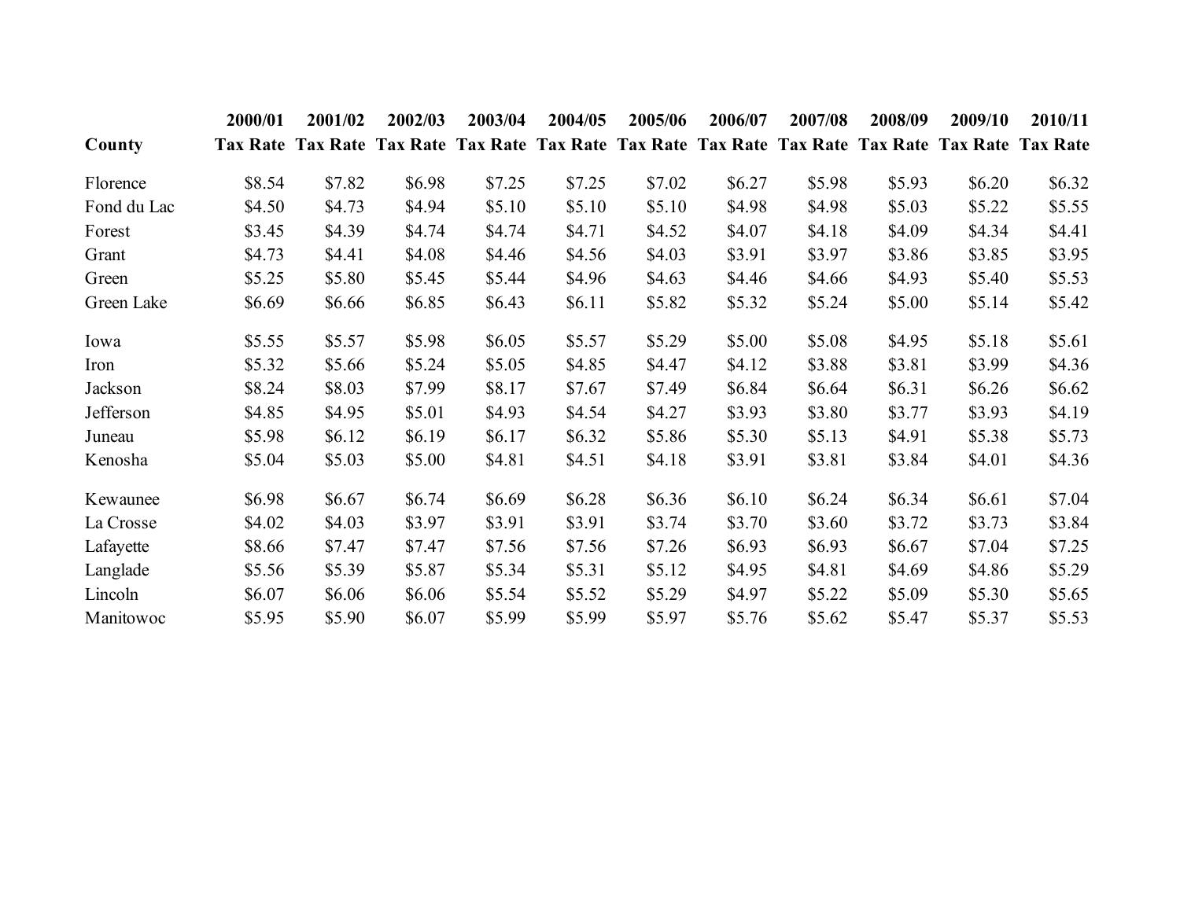| County | 2000/01 Tax Rate | 2001/02 Tax Rate | 2002/03 Tax Rate | 2003/04 Tax Rate | 2004/05 Tax Rate | 2005/06 Tax Rate | 2006/07 Tax Rate | 2007/08 Tax Rate | 2008/09 Tax Rate | 2009/10 Tax Rate | 2010/11 Tax Rate |
|---|---|---|---|---|---|---|---|---|---|---|---|
| Florence | $8.54 | $7.82 | $6.98 | $7.25 | $7.25 | $7.02 | $6.27 | $5.98 | $5.93 | $6.20 | $6.32 |
| Fond du Lac | $4.50 | $4.73 | $4.94 | $5.10 | $5.10 | $5.10 | $4.98 | $4.98 | $5.03 | $5.22 | $5.55 |
| Forest | $3.45 | $4.39 | $4.74 | $4.74 | $4.71 | $4.52 | $4.07 | $4.18 | $4.09 | $4.34 | $4.41 |
| Grant | $4.73 | $4.41 | $4.08 | $4.46 | $4.56 | $4.03 | $3.91 | $3.97 | $3.86 | $3.85 | $3.95 |
| Green | $5.25 | $5.80 | $5.45 | $5.44 | $4.96 | $4.63 | $4.46 | $4.66 | $4.93 | $5.40 | $5.53 |
| Green Lake | $6.69 | $6.66 | $6.85 | $6.43 | $6.11 | $5.82 | $5.32 | $5.24 | $5.00 | $5.14 | $5.42 |
| Iowa | $5.55 | $5.57 | $5.98 | $6.05 | $5.57 | $5.29 | $5.00 | $5.08 | $4.95 | $5.18 | $5.61 |
| Iron | $5.32 | $5.66 | $5.24 | $5.05 | $4.85 | $4.47 | $4.12 | $3.88 | $3.81 | $3.99 | $4.36 |
| Jackson | $8.24 | $8.03 | $7.99 | $8.17 | $7.67 | $7.49 | $6.84 | $6.64 | $6.31 | $6.26 | $6.62 |
| Jefferson | $4.85 | $4.95 | $5.01 | $4.93 | $4.54 | $4.27 | $3.93 | $3.80 | $3.77 | $3.93 | $4.19 |
| Juneau | $5.98 | $6.12 | $6.19 | $6.17 | $6.32 | $5.86 | $5.30 | $5.13 | $4.91 | $5.38 | $5.73 |
| Kenosha | $5.04 | $5.03 | $5.00 | $4.81 | $4.51 | $4.18 | $3.91 | $3.81 | $3.84 | $4.01 | $4.36 |
| Kewaunee | $6.98 | $6.67 | $6.74 | $6.69 | $6.28 | $6.36 | $6.10 | $6.24 | $6.34 | $6.61 | $7.04 |
| La Crosse | $4.02 | $4.03 | $3.97 | $3.91 | $3.91 | $3.74 | $3.70 | $3.60 | $3.72 | $3.73 | $3.84 |
| Lafayette | $8.66 | $7.47 | $7.47 | $7.56 | $7.56 | $7.26 | $6.93 | $6.93 | $6.67 | $7.04 | $7.25 |
| Langlade | $5.56 | $5.39 | $5.87 | $5.34 | $5.31 | $5.12 | $4.95 | $4.81 | $4.69 | $4.86 | $5.29 |
| Lincoln | $6.07 | $6.06 | $6.06 | $5.54 | $5.52 | $5.29 | $4.97 | $5.22 | $5.09 | $5.30 | $5.65 |
| Manitowoc | $5.95 | $5.90 | $6.07 | $5.99 | $5.99 | $5.97 | $5.76 | $5.62 | $5.47 | $5.37 | $5.53 |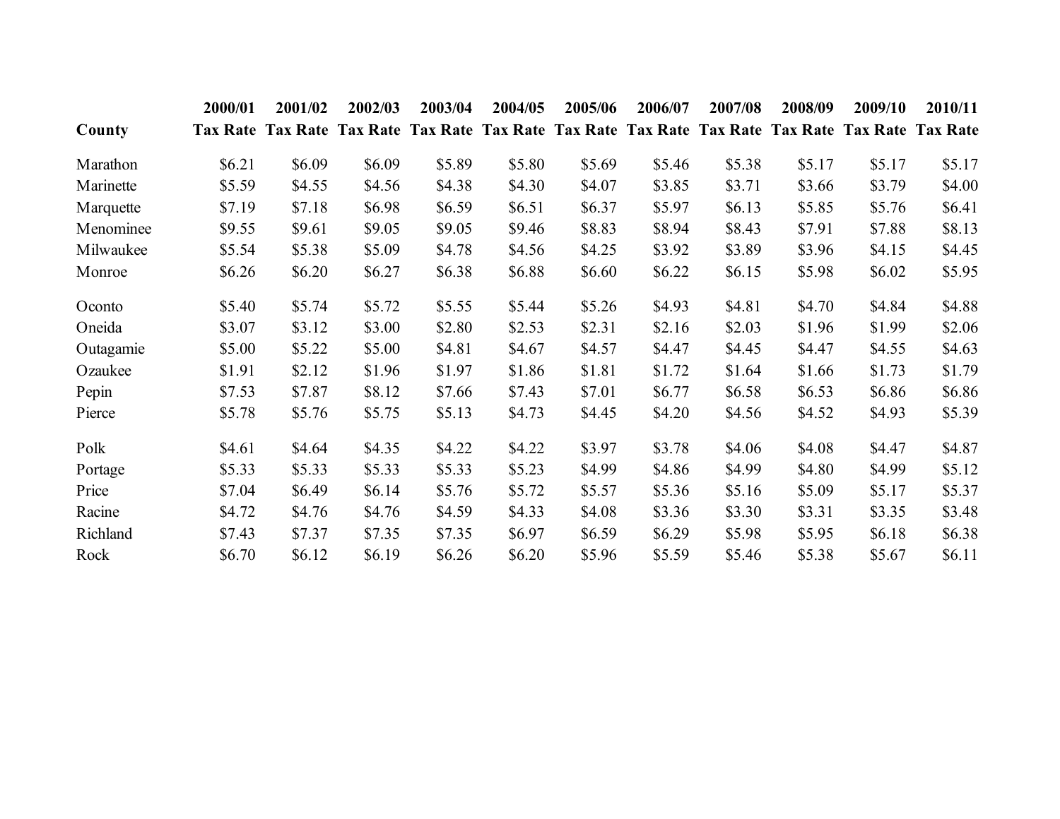| County | 2000/01 Tax Rate | 2001/02 Tax Rate | 2002/03 Tax Rate | 2003/04 Tax Rate | 2004/05 Tax Rate | 2005/06 Tax Rate | 2006/07 Tax Rate | 2007/08 Tax Rate | 2008/09 Tax Rate | 2009/10 Tax Rate | 2010/11 Tax Rate |
|---|---|---|---|---|---|---|---|---|---|---|---|
| Marathon | $6.21 | $6.09 | $6.09 | $5.89 | $5.80 | $5.69 | $5.46 | $5.38 | $5.17 | $5.17 | $5.17 |
| Marinette | $5.59 | $4.55 | $4.56 | $4.38 | $4.30 | $4.07 | $3.85 | $3.71 | $3.66 | $3.79 | $4.00 |
| Marquette | $7.19 | $7.18 | $6.98 | $6.59 | $6.51 | $6.37 | $5.97 | $6.13 | $5.85 | $5.76 | $6.41 |
| Menominee | $9.55 | $9.61 | $9.05 | $9.05 | $9.46 | $8.83 | $8.94 | $8.43 | $7.91 | $7.88 | $8.13 |
| Milwaukee | $5.54 | $5.38 | $5.09 | $4.78 | $4.56 | $4.25 | $3.92 | $3.89 | $3.96 | $4.15 | $4.45 |
| Monroe | $6.26 | $6.20 | $6.27 | $6.38 | $6.88 | $6.60 | $6.22 | $6.15 | $5.98 | $6.02 | $5.95 |
| Oconto | $5.40 | $5.74 | $5.72 | $5.55 | $5.44 | $5.26 | $4.93 | $4.81 | $4.70 | $4.84 | $4.88 |
| Oneida | $3.07 | $3.12 | $3.00 | $2.80 | $2.53 | $2.31 | $2.16 | $2.03 | $1.96 | $1.99 | $2.06 |
| Outagamie | $5.00 | $5.22 | $5.00 | $4.81 | $4.67 | $4.57 | $4.47 | $4.45 | $4.47 | $4.55 | $4.63 |
| Ozaukee | $1.91 | $2.12 | $1.96 | $1.97 | $1.86 | $1.81 | $1.72 | $1.64 | $1.66 | $1.73 | $1.79 |
| Pepin | $7.53 | $7.87 | $8.12 | $7.66 | $7.43 | $7.01 | $6.77 | $6.58 | $6.53 | $6.86 | $6.86 |
| Pierce | $5.78 | $5.76 | $5.75 | $5.13 | $4.73 | $4.45 | $4.20 | $4.56 | $4.52 | $4.93 | $5.39 |
| Polk | $4.61 | $4.64 | $4.35 | $4.22 | $4.22 | $3.97 | $3.78 | $4.06 | $4.08 | $4.47 | $4.87 |
| Portage | $5.33 | $5.33 | $5.33 | $5.33 | $5.23 | $4.99 | $4.86 | $4.99 | $4.80 | $4.99 | $5.12 |
| Price | $7.04 | $6.49 | $6.14 | $5.76 | $5.72 | $5.57 | $5.36 | $5.16 | $5.09 | $5.17 | $5.37 |
| Racine | $4.72 | $4.76 | $4.76 | $4.59 | $4.33 | $4.08 | $3.36 | $3.30 | $3.31 | $3.35 | $3.48 |
| Richland | $7.43 | $7.37 | $7.35 | $7.35 | $6.97 | $6.59 | $6.29 | $5.98 | $5.95 | $6.18 | $6.38 |
| Rock | $6.70 | $6.12 | $6.19 | $6.26 | $6.20 | $5.96 | $5.59 | $5.46 | $5.38 | $5.67 | $6.11 |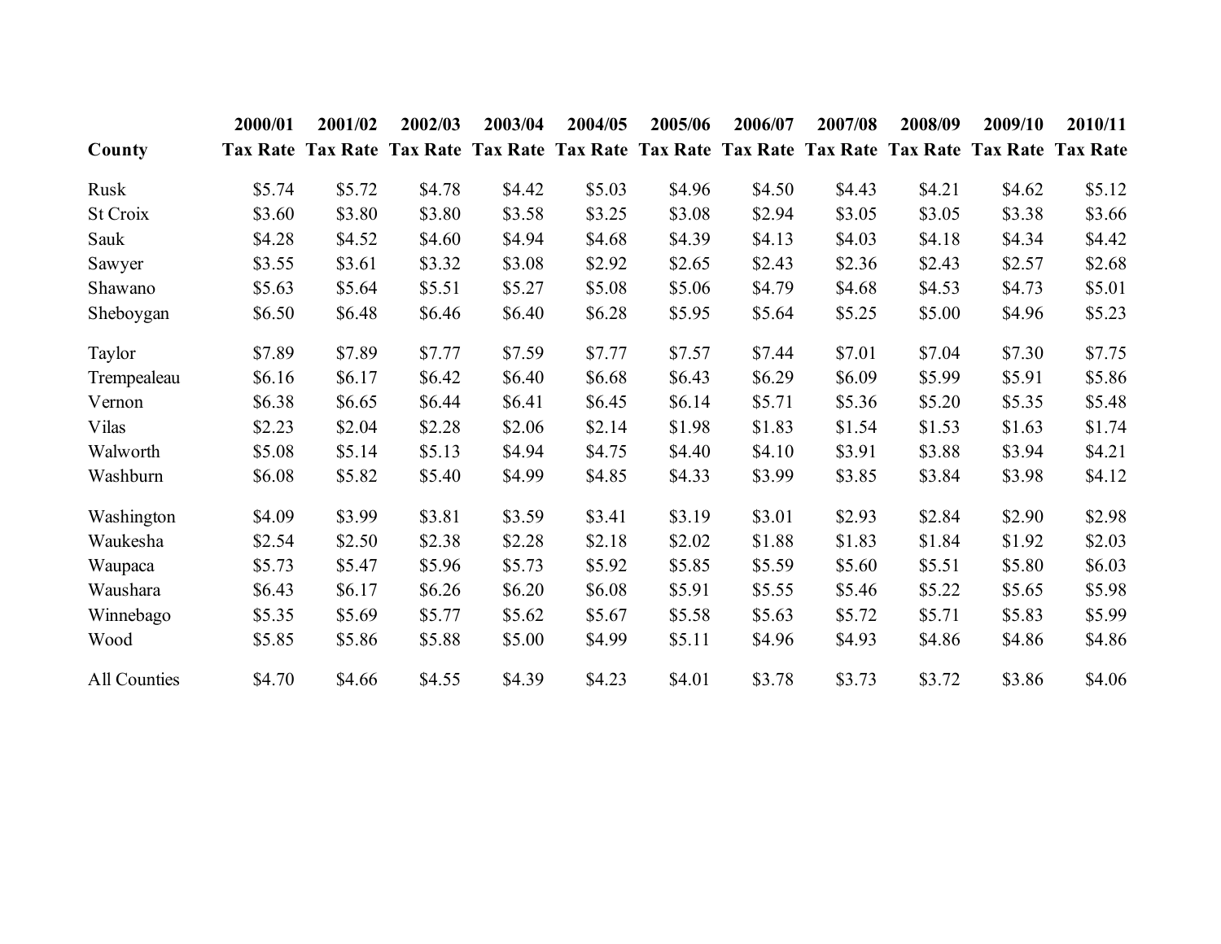| County | 2000/01 Tax Rate | 2001/02 Tax Rate | 2002/03 Tax Rate | 2003/04 Tax Rate | 2004/05 Tax Rate | 2005/06 Tax Rate | 2006/07 Tax Rate | 2007/08 Tax Rate | 2008/09 Tax Rate | 2009/10 Tax Rate | 2010/11 Tax Rate |
|---|---|---|---|---|---|---|---|---|---|---|---|
| Rusk | $5.74 | $5.72 | $4.78 | $4.42 | $5.03 | $4.96 | $4.50 | $4.43 | $4.21 | $4.62 | $5.12 |
| St Croix | $3.60 | $3.80 | $3.80 | $3.58 | $3.25 | $3.08 | $2.94 | $3.05 | $3.05 | $3.38 | $3.66 |
| Sauk | $4.28 | $4.52 | $4.60 | $4.94 | $4.68 | $4.39 | $4.13 | $4.03 | $4.18 | $4.34 | $4.42 |
| Sawyer | $3.55 | $3.61 | $3.32 | $3.08 | $2.92 | $2.65 | $2.43 | $2.36 | $2.43 | $2.57 | $2.68 |
| Shawano | $5.63 | $5.64 | $5.51 | $5.27 | $5.08 | $5.06 | $4.79 | $4.68 | $4.53 | $4.73 | $5.01 |
| Sheboygan | $6.50 | $6.48 | $6.46 | $6.40 | $6.28 | $5.95 | $5.64 | $5.25 | $5.00 | $4.96 | $5.23 |
| Taylor | $7.89 | $7.89 | $7.77 | $7.59 | $7.77 | $7.57 | $7.44 | $7.01 | $7.04 | $7.30 | $7.75 |
| Trempealeau | $6.16 | $6.17 | $6.42 | $6.40 | $6.68 | $6.43 | $6.29 | $6.09 | $5.99 | $5.91 | $5.86 |
| Vernon | $6.38 | $6.65 | $6.44 | $6.41 | $6.45 | $6.14 | $5.71 | $5.36 | $5.20 | $5.35 | $5.48 |
| Vilas | $2.23 | $2.04 | $2.28 | $2.06 | $2.14 | $1.98 | $1.83 | $1.54 | $1.53 | $1.63 | $1.74 |
| Walworth | $5.08 | $5.14 | $5.13 | $4.94 | $4.75 | $4.40 | $4.10 | $3.91 | $3.88 | $3.94 | $4.21 |
| Washburn | $6.08 | $5.82 | $5.40 | $4.99 | $4.85 | $4.33 | $3.99 | $3.85 | $3.84 | $3.98 | $4.12 |
| Washington | $4.09 | $3.99 | $3.81 | $3.59 | $3.41 | $3.19 | $3.01 | $2.93 | $2.84 | $2.90 | $2.98 |
| Waukesha | $2.54 | $2.50 | $2.38 | $2.28 | $2.18 | $2.02 | $1.88 | $1.83 | $1.84 | $1.92 | $2.03 |
| Waupaca | $5.73 | $5.47 | $5.96 | $5.73 | $5.92 | $5.85 | $5.59 | $5.60 | $5.51 | $5.80 | $6.03 |
| Waushara | $6.43 | $6.17 | $6.26 | $6.20 | $6.08 | $5.91 | $5.55 | $5.46 | $5.22 | $5.65 | $5.98 |
| Winnebago | $5.35 | $5.69 | $5.77 | $5.62 | $5.67 | $5.58 | $5.63 | $5.72 | $5.71 | $5.83 | $5.99 |
| Wood | $5.85 | $5.86 | $5.88 | $5.00 | $4.99 | $5.11 | $4.96 | $4.93 | $4.86 | $4.86 | $4.86 |
| All Counties | $4.70 | $4.66 | $4.55 | $4.39 | $4.23 | $4.01 | $3.78 | $3.73 | $3.72 | $3.86 | $4.06 |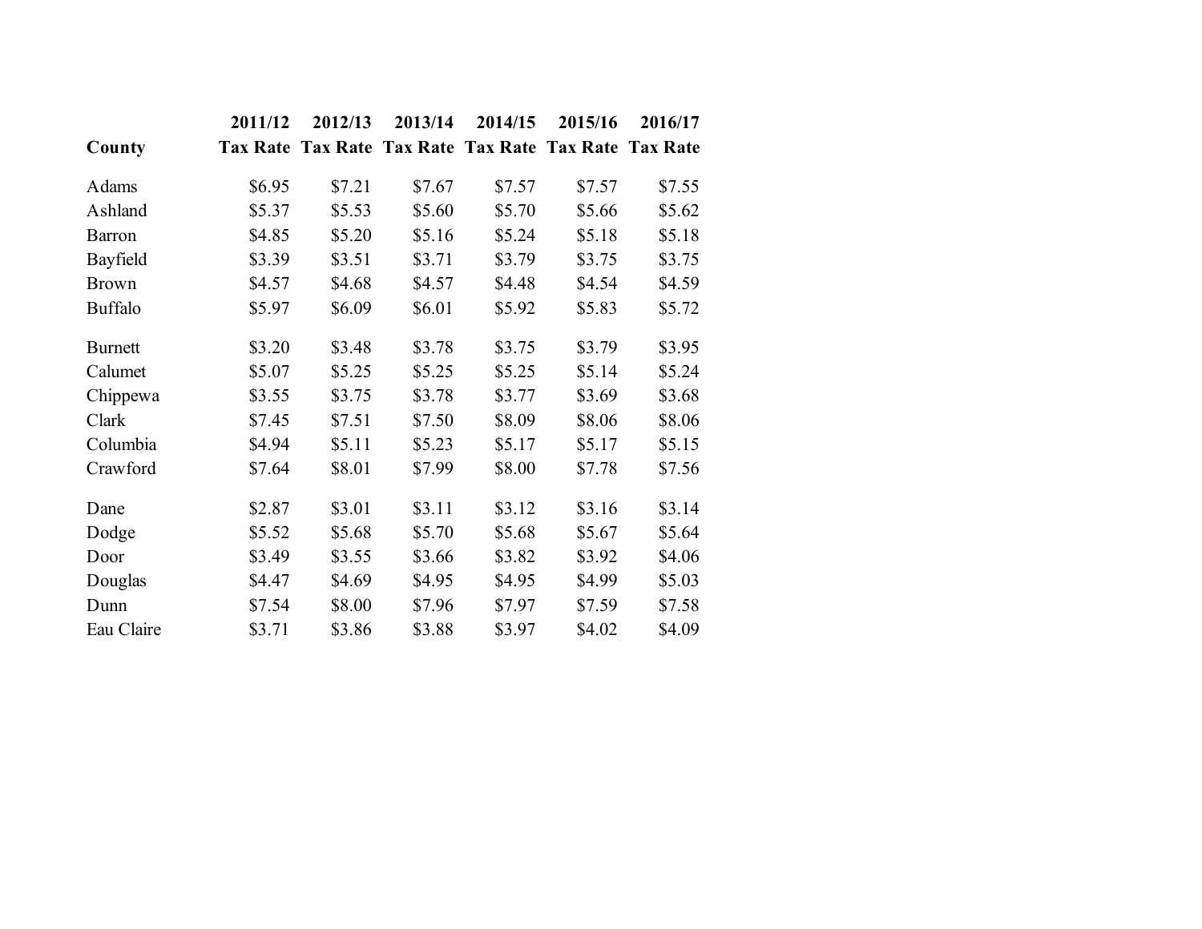| County | 2011/12 Tax Rate | 2012/13 Tax Rate | 2013/14 Tax Rate | 2014/15 Tax Rate | 2015/16 Tax Rate | 2016/17 Tax Rate |
|---|---|---|---|---|---|---|
| Adams | $6.95 | $7.21 | $7.67 | $7.57 | $7.57 | $7.55 |
| Ashland | $5.37 | $5.53 | $5.60 | $5.70 | $5.66 | $5.62 |
| Barron | $4.85 | $5.20 | $5.16 | $5.24 | $5.18 | $5.18 |
| Bayfield | $3.39 | $3.51 | $3.71 | $3.79 | $3.75 | $3.75 |
| Brown | $4.57 | $4.68 | $4.57 | $4.48 | $4.54 | $4.59 |
| Buffalo | $5.97 | $6.09 | $6.01 | $5.92 | $5.83 | $5.72 |
| Burnett | $3.20 | $3.48 | $3.78 | $3.75 | $3.79 | $3.95 |
| Calumet | $5.07 | $5.25 | $5.25 | $5.25 | $5.14 | $5.24 |
| Chippewa | $3.55 | $3.75 | $3.78 | $3.77 | $3.69 | $3.68 |
| Clark | $7.45 | $7.51 | $7.50 | $8.09 | $8.06 | $8.06 |
| Columbia | $4.94 | $5.11 | $5.23 | $5.17 | $5.17 | $5.15 |
| Crawford | $7.64 | $8.01 | $7.99 | $8.00 | $7.78 | $7.56 |
| Dane | $2.87 | $3.01 | $3.11 | $3.12 | $3.16 | $3.14 |
| Dodge | $5.52 | $5.68 | $5.70 | $5.68 | $5.67 | $5.64 |
| Door | $3.49 | $3.55 | $3.66 | $3.82 | $3.92 | $4.06 |
| Douglas | $4.47 | $4.69 | $4.95 | $4.95 | $4.99 | $5.03 |
| Dunn | $7.54 | $8.00 | $7.96 | $7.97 | $7.59 | $7.58 |
| Eau Claire | $3.71 | $3.86 | $3.88 | $3.97 | $4.02 | $4.09 |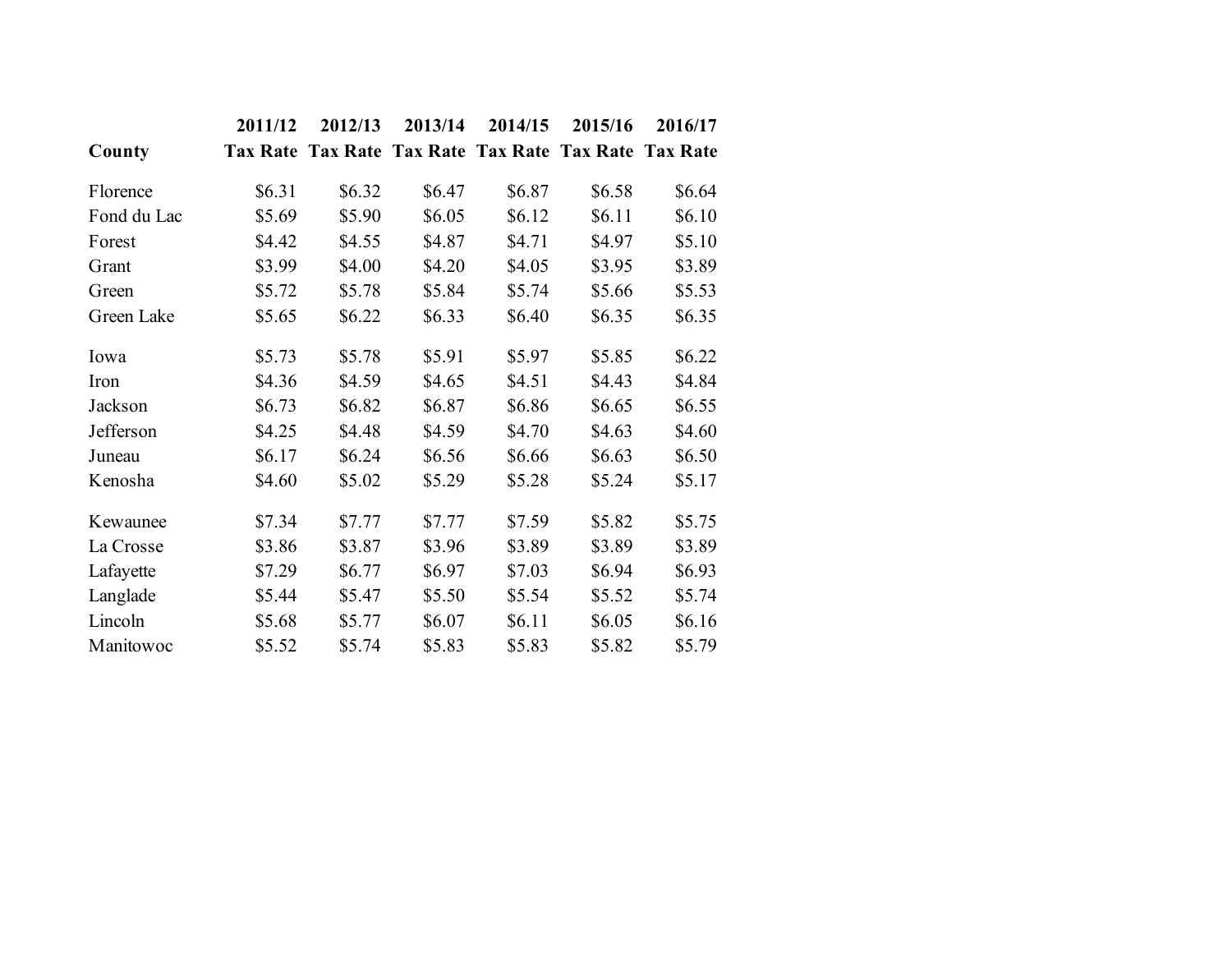| County | 2011/12 Tax Rate | 2012/13 Tax Rate | 2013/14 Tax Rate | 2014/15 Tax Rate | 2015/16 Tax Rate | 2016/17 Tax Rate |
|---|---|---|---|---|---|---|
| Florence | $6.31 | $6.32 | $6.47 | $6.87 | $6.58 | $6.64 |
| Fond du Lac | $5.69 | $5.90 | $6.05 | $6.12 | $6.11 | $6.10 |
| Forest | $4.42 | $4.55 | $4.87 | $4.71 | $4.97 | $5.10 |
| Grant | $3.99 | $4.00 | $4.20 | $4.05 | $3.95 | $3.89 |
| Green | $5.72 | $5.78 | $5.84 | $5.74 | $5.66 | $5.53 |
| Green Lake | $5.65 | $6.22 | $6.33 | $6.40 | $6.35 | $6.35 |
| Iowa | $5.73 | $5.78 | $5.91 | $5.97 | $5.85 | $6.22 |
| Iron | $4.36 | $4.59 | $4.65 | $4.51 | $4.43 | $4.84 |
| Jackson | $6.73 | $6.82 | $6.87 | $6.86 | $6.65 | $6.55 |
| Jefferson | $4.25 | $4.48 | $4.59 | $4.70 | $4.63 | $4.60 |
| Juneau | $6.17 | $6.24 | $6.56 | $6.66 | $6.63 | $6.50 |
| Kenosha | $4.60 | $5.02 | $5.29 | $5.28 | $5.24 | $5.17 |
| Kewaunee | $7.34 | $7.77 | $7.77 | $7.59 | $5.82 | $5.75 |
| La Crosse | $3.86 | $3.87 | $3.96 | $3.89 | $3.89 | $3.89 |
| Lafayette | $7.29 | $6.77 | $6.97 | $7.03 | $6.94 | $6.93 |
| Langlade | $5.44 | $5.47 | $5.50 | $5.54 | $5.52 | $5.74 |
| Lincoln | $5.68 | $5.77 | $6.07 | $6.11 | $6.05 | $6.16 |
| Manitowoc | $5.52 | $5.74 | $5.83 | $5.83 | $5.82 | $5.79 |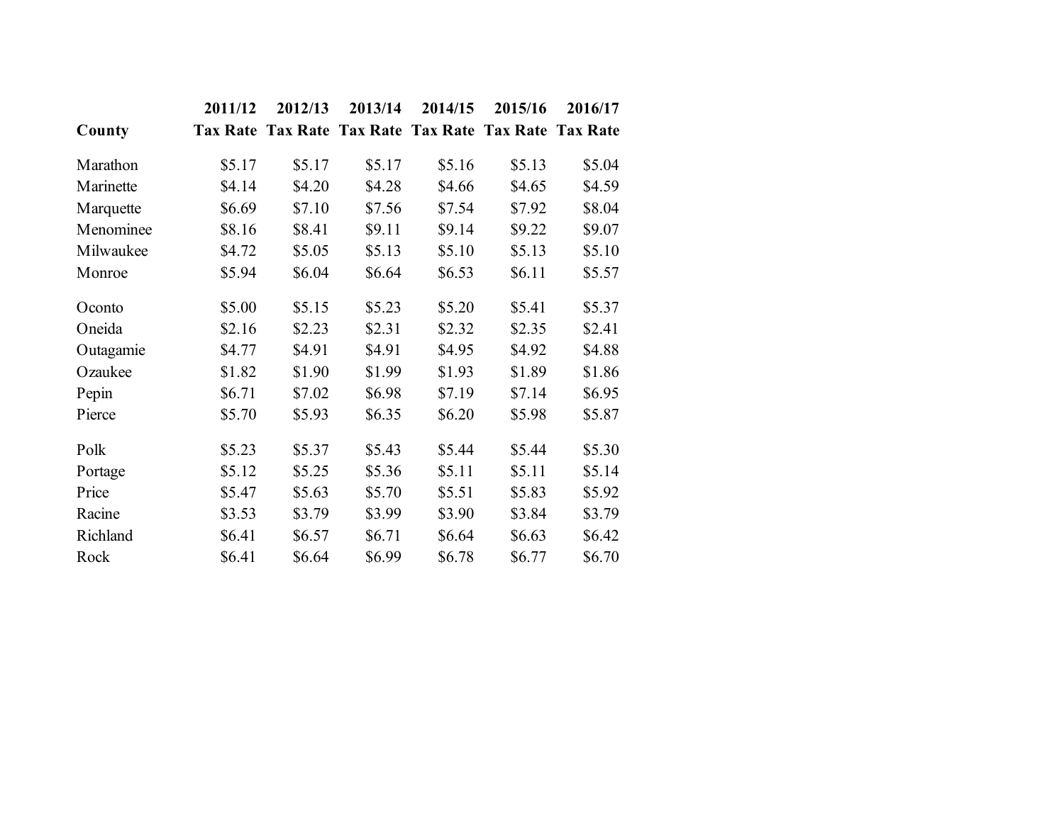| County | 2011/12 Tax Rate | 2012/13 Tax Rate | 2013/14 Tax Rate | 2014/15 Tax Rate | 2015/16 Tax Rate | 2016/17 Tax Rate |
|---|---|---|---|---|---|---|
| Marathon | $5.17 | $5.17 | $5.17 | $5.16 | $5.13 | $5.04 |
| Marinette | $4.14 | $4.20 | $4.28 | $4.66 | $4.65 | $4.59 |
| Marquette | $6.69 | $7.10 | $7.56 | $7.54 | $7.92 | $8.04 |
| Menominee | $8.16 | $8.41 | $9.11 | $9.14 | $9.22 | $9.07 |
| Milwaukee | $4.72 | $5.05 | $5.13 | $5.10 | $5.13 | $5.10 |
| Monroe | $5.94 | $6.04 | $6.64 | $6.53 | $6.11 | $5.57 |
| Oconto | $5.00 | $5.15 | $5.23 | $5.20 | $5.41 | $5.37 |
| Oneida | $2.16 | $2.23 | $2.31 | $2.32 | $2.35 | $2.41 |
| Outagamie | $4.77 | $4.91 | $4.91 | $4.95 | $4.92 | $4.88 |
| Ozaukee | $1.82 | $1.90 | $1.99 | $1.93 | $1.89 | $1.86 |
| Pepin | $6.71 | $7.02 | $6.98 | $7.19 | $7.14 | $6.95 |
| Pierce | $5.70 | $5.93 | $6.35 | $6.20 | $5.98 | $5.87 |
| Polk | $5.23 | $5.37 | $5.43 | $5.44 | $5.44 | $5.30 |
| Portage | $5.12 | $5.25 | $5.36 | $5.11 | $5.11 | $5.14 |
| Price | $5.47 | $5.63 | $5.70 | $5.51 | $5.83 | $5.92 |
| Racine | $3.53 | $3.79 | $3.99 | $3.90 | $3.84 | $3.79 |
| Richland | $6.41 | $6.57 | $6.71 | $6.64 | $6.63 | $6.42 |
| Rock | $6.41 | $6.64 | $6.99 | $6.78 | $6.77 | $6.70 |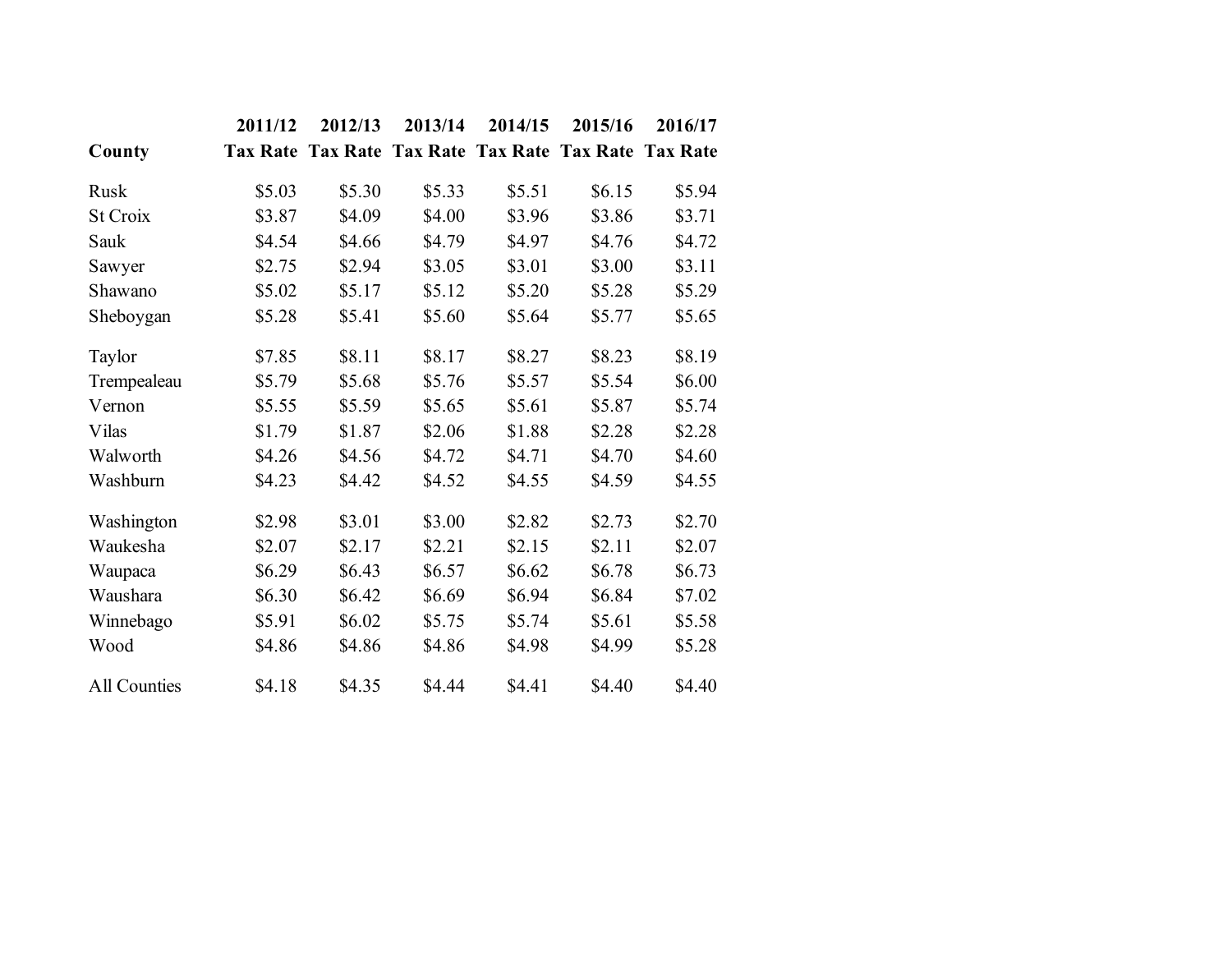| County | 2011/12 Tax Rate | 2012/13 Tax Rate | 2013/14 Tax Rate | 2014/15 Tax Rate | 2015/16 Tax Rate | 2016/17 Tax Rate |
|---|---|---|---|---|---|---|
| Rusk | $5.03 | $5.30 | $5.33 | $5.51 | $6.15 | $5.94 |
| St Croix | $3.87 | $4.09 | $4.00 | $3.96 | $3.86 | $3.71 |
| Sauk | $4.54 | $4.66 | $4.79 | $4.97 | $4.76 | $4.72 |
| Sawyer | $2.75 | $2.94 | $3.05 | $3.01 | $3.00 | $3.11 |
| Shawano | $5.02 | $5.17 | $5.12 | $5.20 | $5.28 | $5.29 |
| Sheboygan | $5.28 | $5.41 | $5.60 | $5.64 | $5.77 | $5.65 |
| Taylor | $7.85 | $8.11 | $8.17 | $8.27 | $8.23 | $8.19 |
| Trempealeau | $5.79 | $5.68 | $5.76 | $5.57 | $5.54 | $6.00 |
| Vernon | $5.55 | $5.59 | $5.65 | $5.61 | $5.87 | $5.74 |
| Vilas | $1.79 | $1.87 | $2.06 | $1.88 | $2.28 | $2.28 |
| Walworth | $4.26 | $4.56 | $4.72 | $4.71 | $4.70 | $4.60 |
| Washburn | $4.23 | $4.42 | $4.52 | $4.55 | $4.59 | $4.55 |
| Washington | $2.98 | $3.01 | $3.00 | $2.82 | $2.73 | $2.70 |
| Waukesha | $2.07 | $2.17 | $2.21 | $2.15 | $2.11 | $2.07 |
| Waupaca | $6.29 | $6.43 | $6.57 | $6.62 | $6.78 | $6.73 |
| Waushara | $6.30 | $6.42 | $6.69 | $6.94 | $6.84 | $7.02 |
| Winnebago | $5.91 | $6.02 | $5.75 | $5.74 | $5.61 | $5.58 |
| Wood | $4.86 | $4.86 | $4.86 | $4.98 | $4.99 | $5.28 |
| All Counties | $4.18 | $4.35 | $4.44 | $4.41 | $4.40 | $4.40 |